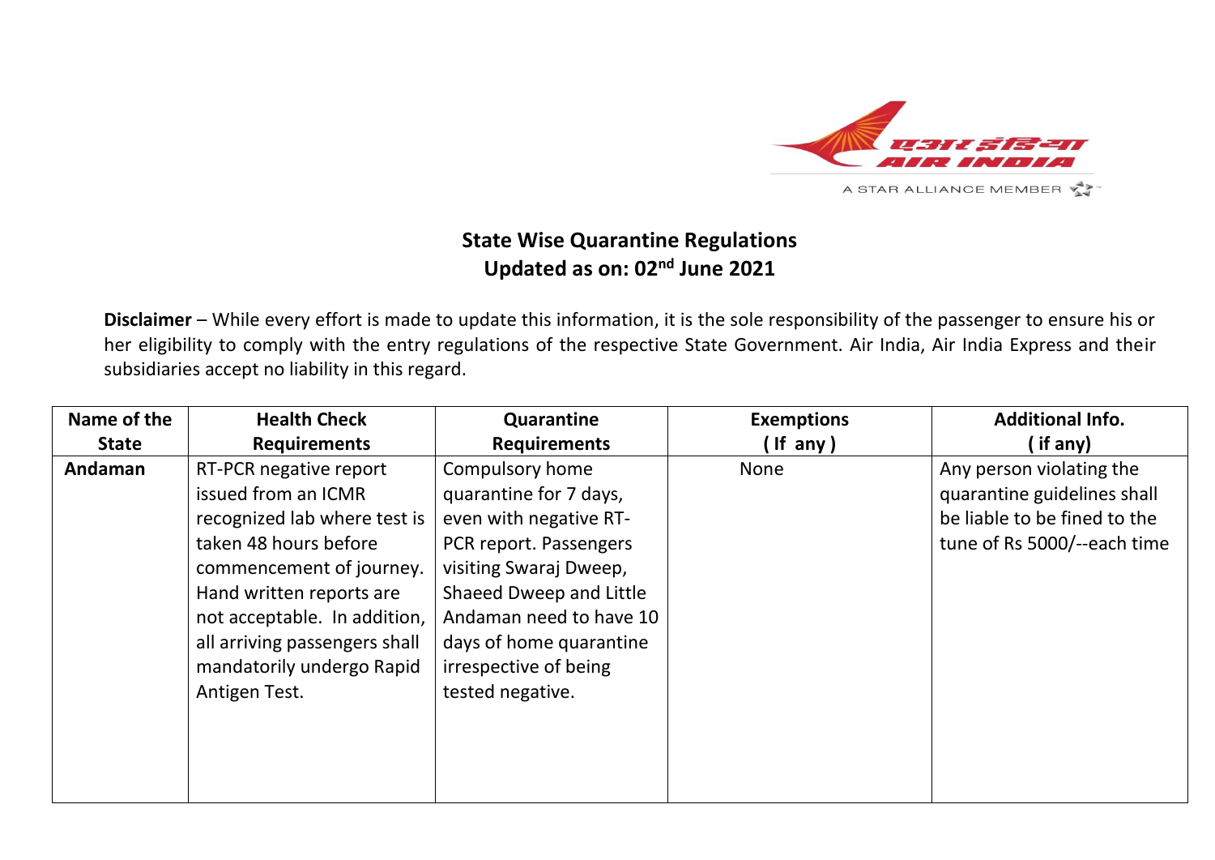## State Wise Quarantine Regulations
## Updated as on: 02nd June 2021

**Disclaimer** – While every effort is made to update this information, it is the sole responsibility of the passenger to ensure his or her eligibility to comply with the entry regulations of the respective State Government. Air India, Air India Express and their subsidiaries accept no liability in this regard.

| Name of the State | Health Check Requirements | Quarantine Requirements | Exemptions ( If any ) | Additional Info. ( if any) |
|---|---|---|---|---|
| **Andaman** | RT-PCR negative report issued from an ICMR recognized lab where test is taken 48 hours before commencement of journey. Hand written reports are not acceptable. In addition, all arriving passengers shall mandatorily undergo Rapid Antigen Test. | Compulsory home quarantine for 7 days, even with negative RT-PCR report. Passengers visiting Swaraj Dweep, Shaeed Dweep and Little Andaman need to have 10 days of home quarantine irrespective of being tested negative. | None | Any person violating the quarantine guidelines shall be liable to be fined to the tune of Rs 5000/--each time |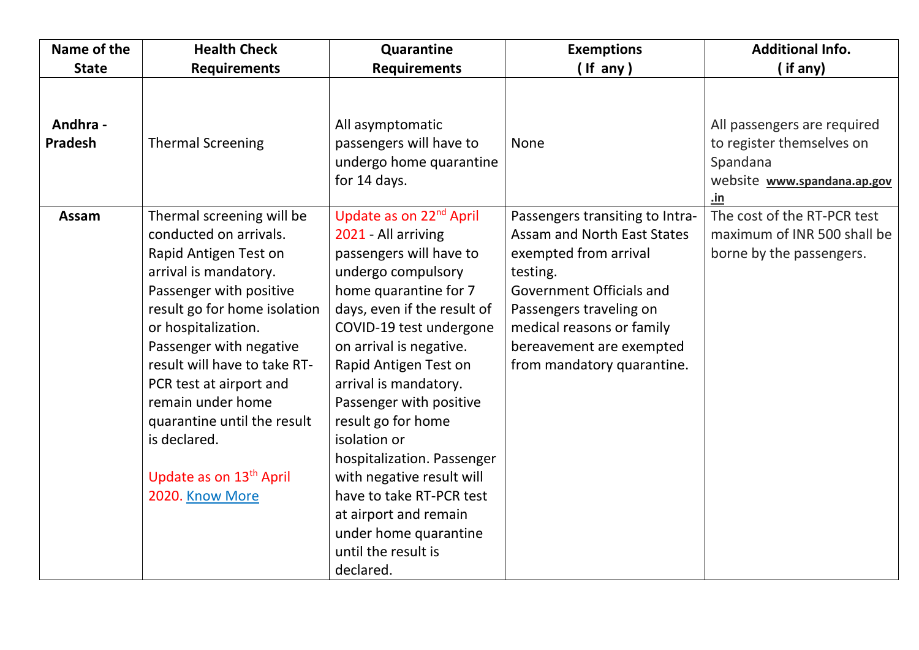| Name of the State | Health Check Requirements | Quarantine Requirements | Exemptions ( If any ) | Additional Info. ( if any) |
|---|---|---|---|---|
| **Andhra - Pradesh** | Thermal Screening | All asymptomatic passengers will have to undergo home quarantine for 14 days. | None | All passengers are required to register themselves on Spandana website **www.spandana.ap.gov.in** |
| **Assam** | Thermal screening will be conducted on arrivals. Rapid Antigen Test on arrival is mandatory. Passenger with positive result go for home isolation or hospitalization. Passenger with negative result will have to take RT-PCR test at airport and remain under home quarantine until the result is declared. <br><br> Update as on 13th April 2020. Know More | Update as on 22nd April 2021 - All arriving passengers will have to undergo compulsory home quarantine for 7 days, even if the result of COVID-19 test undergone on arrival is negative. Rapid Antigen Test on arrival is mandatory. Passenger with positive result go for home isolation or hospitalization. Passenger with negative result will have to take RT-PCR test at airport and remain under home quarantine until the result is declared. | Passengers transiting to Intra-Assam and North East States exempted from arrival testing. Government Officials and Passengers traveling on medical reasons or family bereavement are exempted from mandatory quarantine. | The cost of the RT-PCR test maximum of INR 500 shall be borne by the passengers. |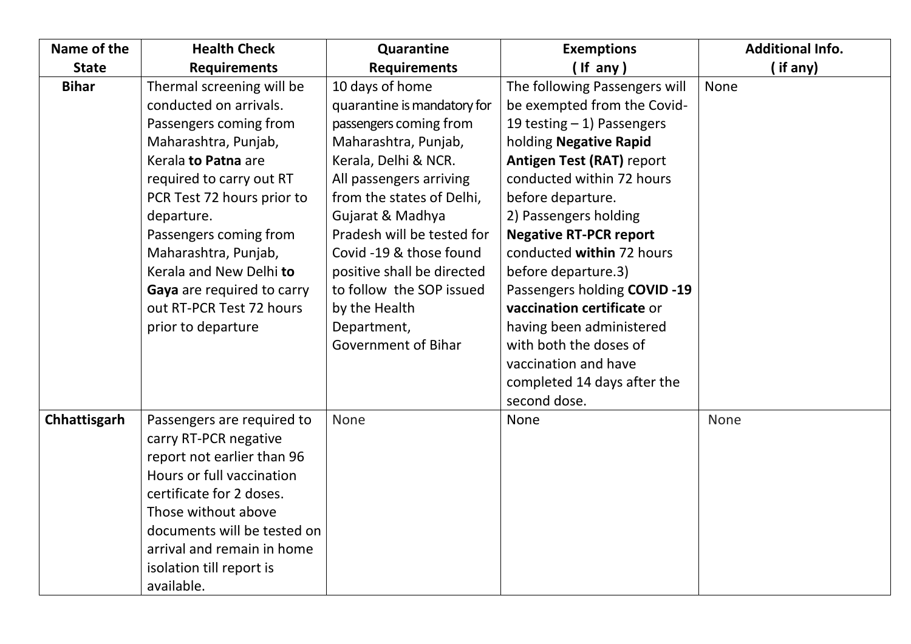| Name of the State | Health Check Requirements | Quarantine Requirements | Exemptions ( If any ) | Additional Info. ( if any) |
|---|---|---|---|---|
| **Bihar** | Thermal screening will be conducted on arrivals. Passengers coming from Maharashtra, Punjab, Kerala **to Patna** are required to carry out RT PCR Test 72 hours prior to departure. Passengers coming from Maharashtra, Punjab, Kerala and New Delhi **to Gaya** are required to carry out RT-PCR Test 72 hours prior to departure | 10 days of home quarantine is mandatory for passengers coming from Maharashtra, Punjab, Kerala, Delhi & NCR. All passengers arriving from the states of Delhi, Gujarat & Madhya Pradesh will be tested for Covid -19 & those found positive shall be directed to follow the SOP issued by the Health Department, Government of Bihar | The following Passengers will be exempted from the Covid-19 testing – 1) Passengers holding **Negative Rapid Antigen Test (RAT)** report conducted within 72 hours before departure. 2) Passengers holding **Negative RT-PCR report** conducted **within** 72 hours before departure.3) Passengers holding **COVID -19 vaccination certificate** or having been administered with both the doses of vaccination and have completed 14 days after the second dose. | None |
| **Chhattisgarh** | Passengers are required to carry RT-PCR negative report not earlier than 96 Hours or full vaccination certificate for 2 doses. Those without above documents will be tested on arrival and remain in home isolation till report is available. | None | None | None |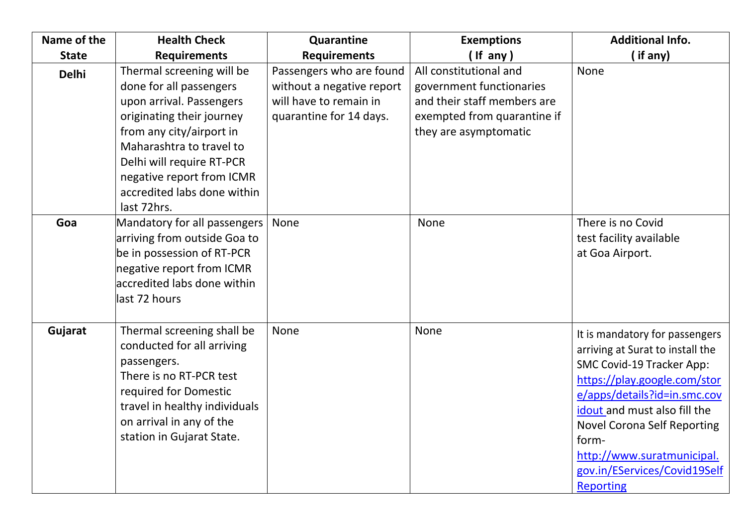| Name of the State | Health Check Requirements | Quarantine Requirements | Exemptions ( If any ) | Additional Info. ( if any) |
|---|---|---|---|---|
| **Delhi** | Thermal screening will be done for all passengers upon arrival. Passengers originating their journey from any city/airport in Maharashtra to travel to Delhi will require RT-PCR negative report from ICMR accredited labs done within last 72hrs. | Passengers who are found without a negative report will have to remain in quarantine for 14 days. | All constitutional and government functionaries and their staff members are exempted from quarantine if they are asymptomatic | None |
| **Goa** | Mandatory for all passengers arriving from outside Goa to be in possession of RT-PCR negative report from ICMR accredited labs done within last 72 hours | None | None | There is no Covid test facility available at Goa Airport. |
| **Gujarat** | Thermal screening shall be conducted for all arriving passengers. There is no RT-PCR test required for Domestic travel in healthy individuals on arrival in any of the station in Gujarat State. | None | None | It is mandatory for passengers arriving at Surat to install the SMC Covid-19 Tracker App: https://play.google.com/store/apps/details?id=in.smc.covidout and must also fill the Novel Corona Self Reporting form- http://www.suratmunicipal.gov.in/EServices/Covid19SelfReporting |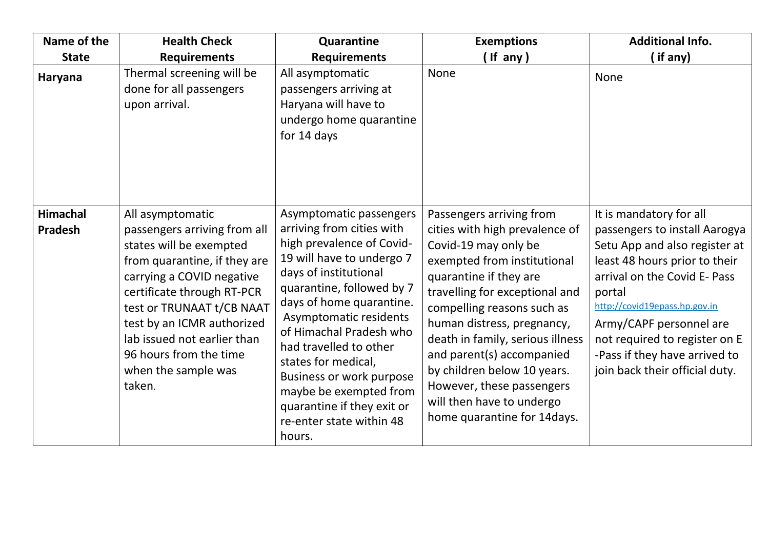| Name of the State | Health Check Requirements | Quarantine Requirements | Exemptions ( If any ) | Additional Info. ( if any) |
|---|---|---|---|---|
| **Haryana** | Thermal screening will be done for all passengers upon arrival. | All asymptomatic passengers arriving at Haryana will have to undergo home quarantine for 14 days | None | None |
| **Himachal Pradesh** | All asymptomatic passengers arriving from all states will be exempted from quarantine, if they are carrying a COVID negative certificate through RT-PCR test or TRUNAAT t/CB NAAT test by an ICMR authorized lab issued not earlier than 96 hours from the time when the sample was taken. | Asymptomatic passengers arriving from cities with high prevalence of Covid-19 will have to undergo 7 days of institutional quarantine, followed by 7 days of home quarantine. Asymptomatic residents of Himachal Pradesh who had travelled to other states for medical, Business or work purpose maybe be exempted from quarantine if they exit or re-enter state within 48 hours. | Passengers arriving from cities with high prevalence of Covid-19 may only be exempted from institutional quarantine if they are travelling for exceptional and compelling reasons such as human distress, pregnancy, death in family, serious illness and parent(s) accompanied by children below 10 years. However, these passengers will then have to undergo home quarantine for 14days. | It is mandatory for all passengers to install Aarogya Setu App and also register at least 48 hours prior to their arrival on the Covid E- Pass portal http://covid19epass.hp.gov.in Army/CAPF personnel are not required to register on E -Pass if they have arrived to join back their official duty. |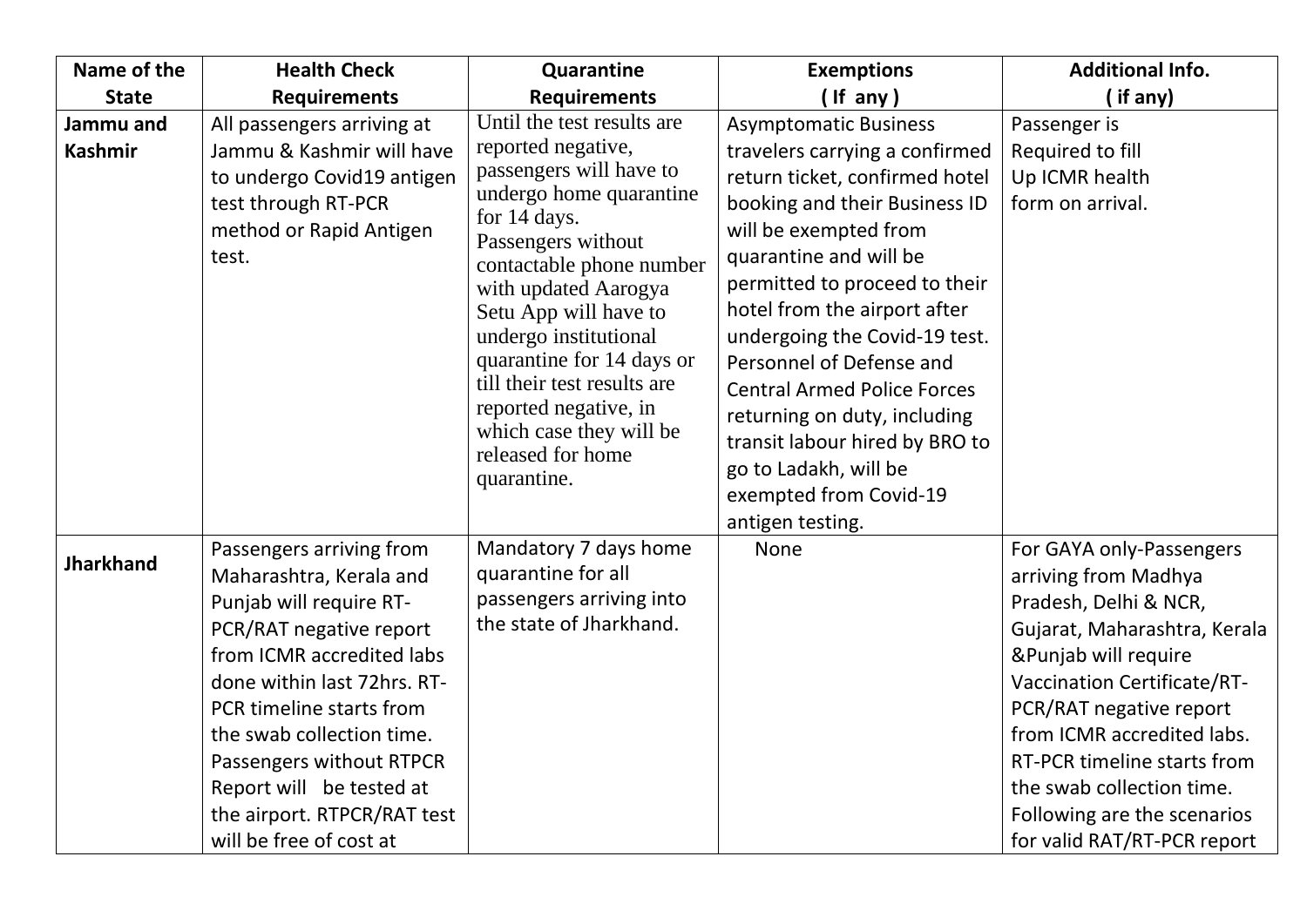| Name of the State | Health Check Requirements | Quarantine Requirements | Exemptions ( If any ) | Additional Info. ( if any) |
|---|---|---|---|---|
| **Jammu and Kashmir** | All passengers arriving at Jammu & Kashmir will have to undergo Covid19 antigen test through RT-PCR method or Rapid Antigen test. | Until the test results are reported negative, passengers will have to undergo home quarantine for 14 days. Passengers without contactable phone number with updated Aarogya Setu App will have to undergo institutional quarantine for 14 days or till their test results are reported negative, in which case they will be released for home quarantine. | Asymptomatic Business travelers carrying a confirmed return ticket, confirmed hotel booking and their Business ID will be exempted from quarantine and will be permitted to proceed to their hotel from the airport after undergoing the Covid-19 test. Personnel of Defense and Central Armed Police Forces returning on duty, including transit labour hired by BRO to go to Ladakh, will be exempted from Covid-19 antigen testing. | Passenger is Required to fill Up ICMR health form on arrival. |
| **Jharkhand** | Passengers arriving from Maharashtra, Kerala and Punjab will require RT-PCR/RAT negative report from ICMR accredited labs done within last 72hrs. RT-PCR timeline starts from the swab collection time. Passengers without RTPCR Report will be tested at the airport. RTPCR/RAT test will be free of cost at | Mandatory 7 days home quarantine for all passengers arriving into the state of Jharkhand. | None | For GAYA only-Passengers arriving from Madhya Pradesh, Delhi & NCR, Gujarat, Maharashtra, Kerala &Punjab will require Vaccination Certificate/RT-PCR/RAT negative report from ICMR accredited labs. RT-PCR timeline starts from the swab collection time. Following are the scenarios for valid RAT/RT-PCR report |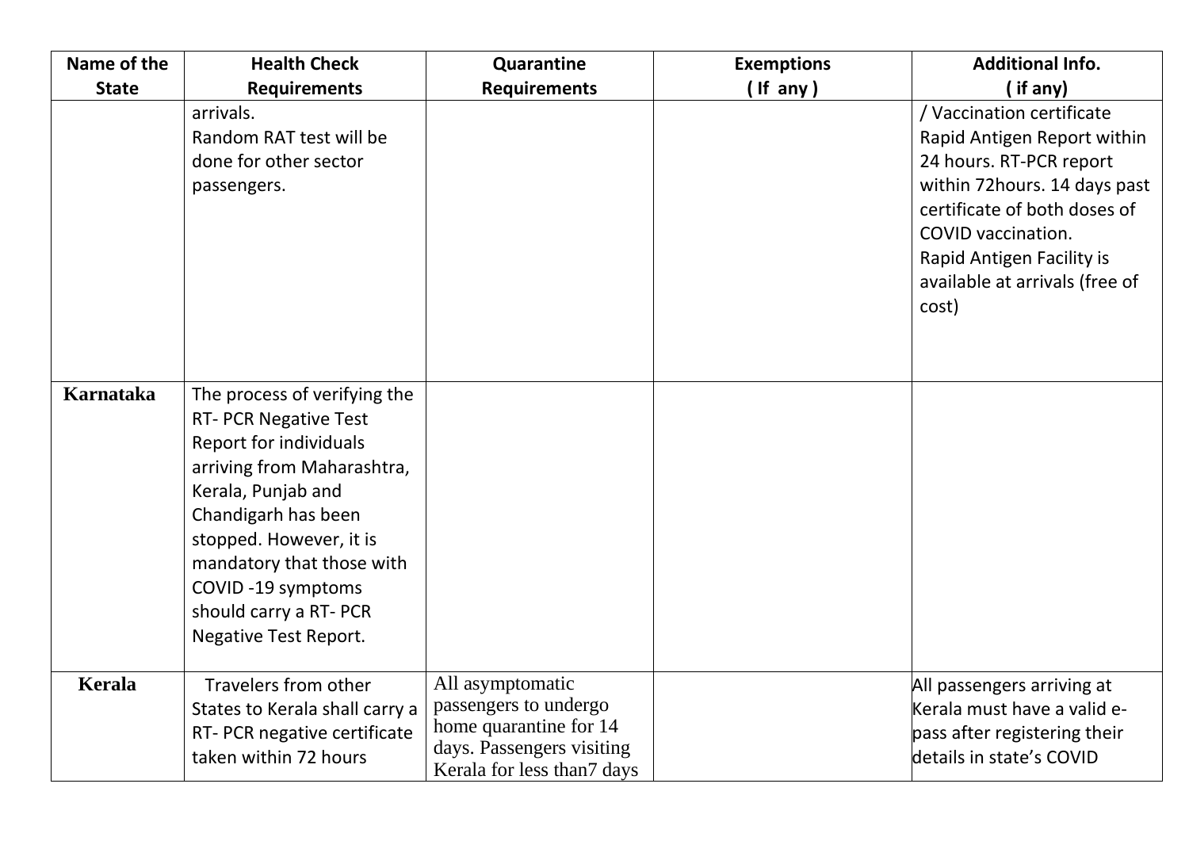| Name of the State | Health Check Requirements | Quarantine Requirements | Exemptions ( If any ) | Additional Info. ( if any) |
|---|---|---|---|---|
| | arrivals. Random RAT test will be done for other sector passengers. | | | / Vaccination certificate Rapid Antigen Report within 24 hours. RT-PCR report within 72hours. 14 days past certificate of both doses of COVID vaccination. Rapid Antigen Facility is available at arrivals (free of cost) |
| **Karnataka** | The process of verifying the RT- PCR Negative Test Report for individuals arriving from Maharashtra, Kerala, Punjab and Chandigarh has been stopped. However, it is mandatory that those with COVID -19 symptoms should carry a RT- PCR Negative Test Report. | | | |
| **Kerala** | Travelers from other States to Kerala shall carry a RT- PCR negative certificate taken within 72 hours | All asymptomatic passengers to undergo home quarantine for 14 days. Passengers visiting Kerala for less than7 days | | All passengers arriving at Kerala must have a valid e-pass after registering their details in state's COVID |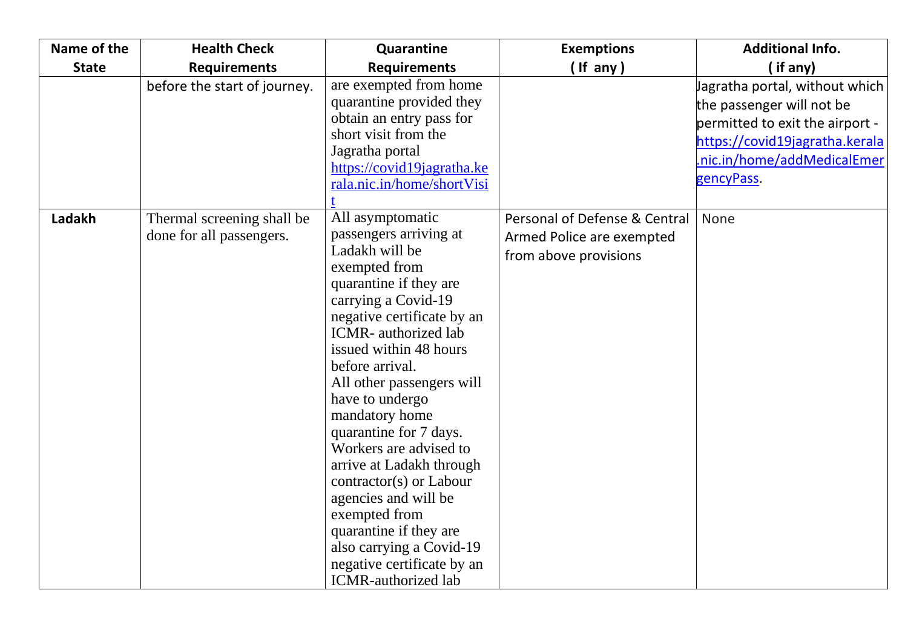| Name of the State | Health Check Requirements | Quarantine Requirements | Exemptions ( If any ) | Additional Info. ( if any) |
|---|---|---|---|---|
| | before the start of journey. | are exempted from home quarantine provided they obtain an entry pass for short visit from the Jagratha portal https://covid19jagratha.kerala.nic.in/home/shortVisit | | Jagratha portal, without which the passenger will not be permitted to exit the airport - https://covid19jagratha.kerala.nic.in/home/addMedicalEmergencyPass. |
| **Ladakh** | Thermal screening shall be done for all passengers. | All asymptomatic passengers arriving at Ladakh will be exempted from quarantine if they are carrying a Covid-19 negative certificate by an ICMR- authorized lab issued within 48 hours before arrival. All other passengers will have to undergo mandatory home quarantine for 7 days. Workers are advised to arrive at Ladakh through contractor(s) or Labour agencies and will be exempted from quarantine if they are also carrying a Covid-19 negative certificate by an ICMR-authorized lab | Personal of Defense & Central Armed Police are exempted from above provisions | None |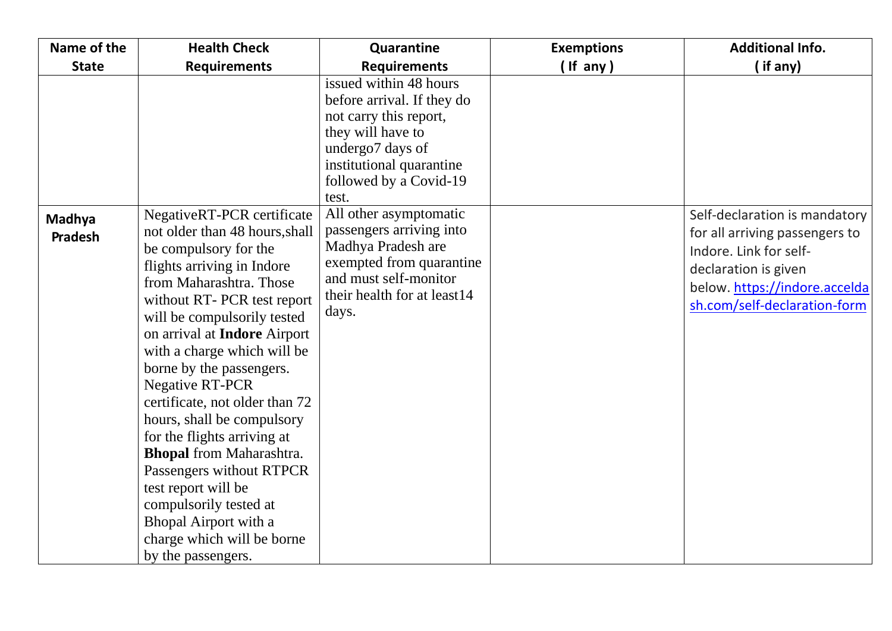| Name of the State | Health Check Requirements | Quarantine Requirements | Exemptions ( If any ) | Additional Info. ( if any) |
|---|---|---|---|---|
| | | issued within 48 hours before arrival. If they do not carry this report, they will have to undergo7 days of institutional quarantine followed by a Covid-19 test. | | |
| **Madhya Pradesh** | NegativeRT-PCR certificate not older than 48 hours,shall be compulsory for the flights arriving in Indore from Maharashtra. Those without RT- PCR test report will be compulsorily tested on arrival at **Indore** Airport with a charge which will be borne by the passengers. Negative RT-PCR certificate, not older than 72 hours, shall be compulsory for the flights arriving at **Bhopal** from Maharashtra. Passengers without RTPCR test report will be compulsorily tested at Bhopal Airport with a charge which will be borne by the passengers. | All other asymptomatic passengers arriving into Madhya Pradesh are exempted from quarantine and must self-monitor their health for at least14 days. | | Self-declaration is mandatory for all arriving passengers to Indore. Link for self-declaration is given below. https://indore.acceldash.com/self-declaration-form |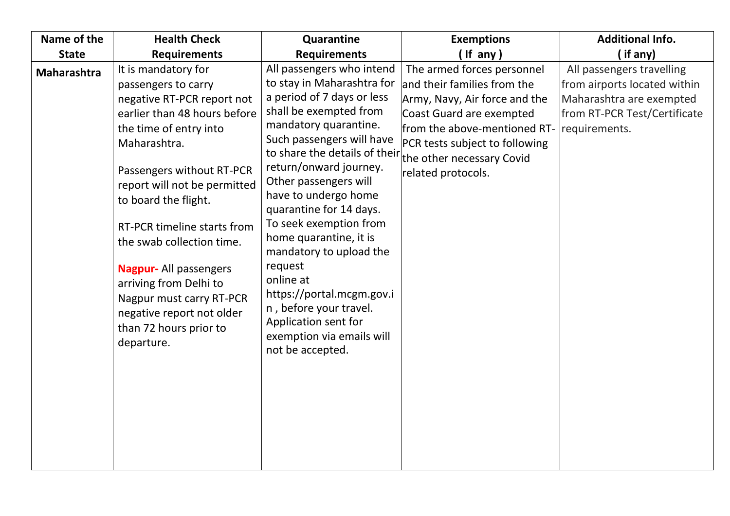| Name of the State | Health Check Requirements | Quarantine Requirements | Exemptions ( If any ) | Additional Info. ( if any) |
| --- | --- | --- | --- | --- |
| **Maharashtra** | It is mandatory for passengers to carry negative RT-PCR report not earlier than 48 hours before the time of entry into Maharashtra.<br><br>Passengers without RT-PCR report will not be permitted to board the flight.<br><br>RT-PCR timeline starts from the swab collection time.<br><br>**Nagpur-** All passengers arriving from Delhi to Nagpur must carry RT-PCR negative report not older than 72 hours prior to departure. | All passengers who intend to stay in Maharashtra for a period of 7 days or less shall be exempted from mandatory quarantine. Such passengers will have to share the details of their return/onward journey. Other passengers will have to undergo home quarantine for 14 days. To seek exemption from home quarantine, it is mandatory to upload the request online at https://portal.mcgm.gov.in , before your travel. Application sent for exemption via emails will not be accepted. | The armed forces personnel and their families from the Army, Navy, Air force and the Coast Guard are exempted from the above-mentioned RT-PCR tests subject to following the other necessary Covid related protocols. | All passengers travelling from airports located within Maharashtra are exempted from RT-PCR Test/Certificate requirements. |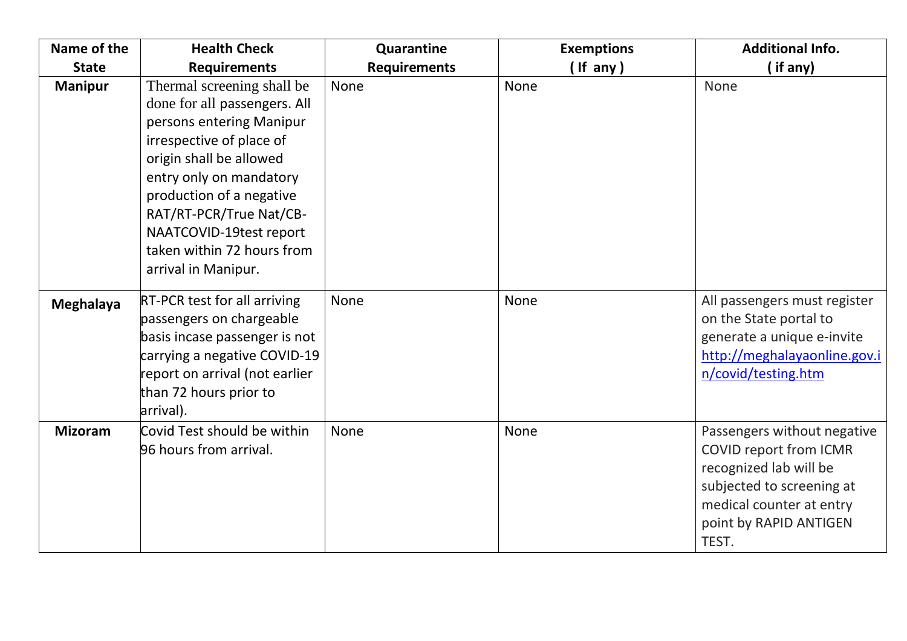| Name of the State | Health Check Requirements | Quarantine Requirements | Exemptions ( If any ) | Additional Info. ( if any) |
|---|---|---|---|---|
| **Manipur** | Thermal screening shall be done for all passengers. All persons entering Manipur irrespective of place of origin shall be allowed entry only on mandatory production of a negative RAT/RT-PCR/True Nat/CB-NAATCOVID-19test report taken within 72 hours from arrival in Manipur. | None | None | None |
| **Meghalaya** | RT-PCR test for all arriving passengers on chargeable basis incase passenger is not carrying a negative COVID-19 report on arrival (not earlier than 72 hours prior to arrival). | None | None | All passengers must register on the State portal to generate a unique e-invite http://meghalayaonline.gov.in/covid/testing.htm |
| **Mizoram** | Covid Test should be within 96 hours from arrival. | None | None | Passengers without negative COVID report from ICMR recognized lab will be subjected to screening at medical counter at entry point by RAPID ANTIGEN TEST. |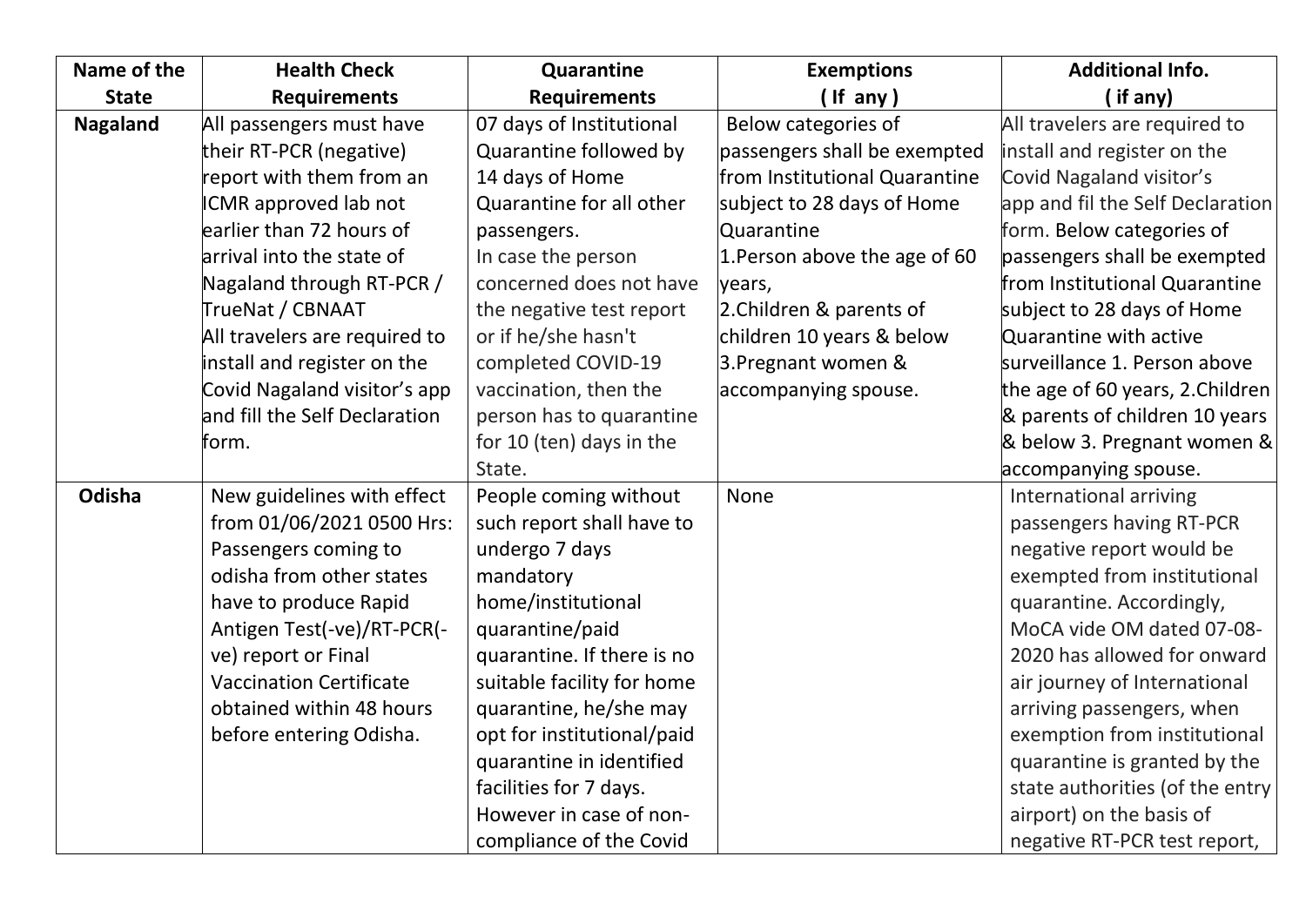| Name of the State | Health Check Requirements | Quarantine Requirements | Exemptions ( If any ) | Additional Info. ( if any) |
|---|---|---|---|---|
| **Nagaland** | All passengers must have their RT-PCR (negative) report with them from an ICMR approved lab not earlier than 72 hours of arrival into the state of Nagaland through RT-PCR / TrueNat / CBNAAT All travelers are required to install and register on the Covid Nagaland visitor's app and fill the Self Declaration form. | 07 days of Institutional Quarantine followed by 14 days of Home Quarantine for all other passengers. In case the person concerned does not have the negative test report or if he/she hasn't completed COVID-19 vaccination, then the person has to quarantine for 10 (ten) days in the State. | Below categories of passengers shall be exempted from Institutional Quarantine subject to 28 days of Home Quarantine 1.Person above the age of 60 years, 2.Children & parents of children 10 years & below 3.Pregnant women & accompanying spouse. | All travelers are required to install and register on the Covid Nagaland visitor's app and fil the Self Declaration form. Below categories of passengers shall be exempted from Institutional Quarantine subject to 28 days of Home Quarantine with active surveillance 1. Person above the age of 60 years, 2.Children & parents of children 10 years & below 3. Pregnant women & accompanying spouse. |
| **Odisha** | New guidelines with effect from 01/06/2021 0500 Hrs: Passengers coming to odisha from other states have to produce Rapid Antigen Test(-ve)/RT-PCR(-ve) report or Final Vaccination Certificate obtained within 48 hours before entering Odisha. | People coming without such report shall have to undergo 7 days mandatory home/institutional quarantine/paid quarantine. If there is no suitable facility for home quarantine, he/she may opt for institutional/paid quarantine in identified facilities for 7 days. However in case of non-compliance of the Covid | None | International arriving passengers having RT-PCR negative report would be exempted from institutional quarantine. Accordingly, MoCA vide OM dated 07-08-2020 has allowed for onward air journey of International arriving passengers, when exemption from institutional quarantine is granted by the state authorities (of the entry airport) on the basis of negative RT-PCR test report, |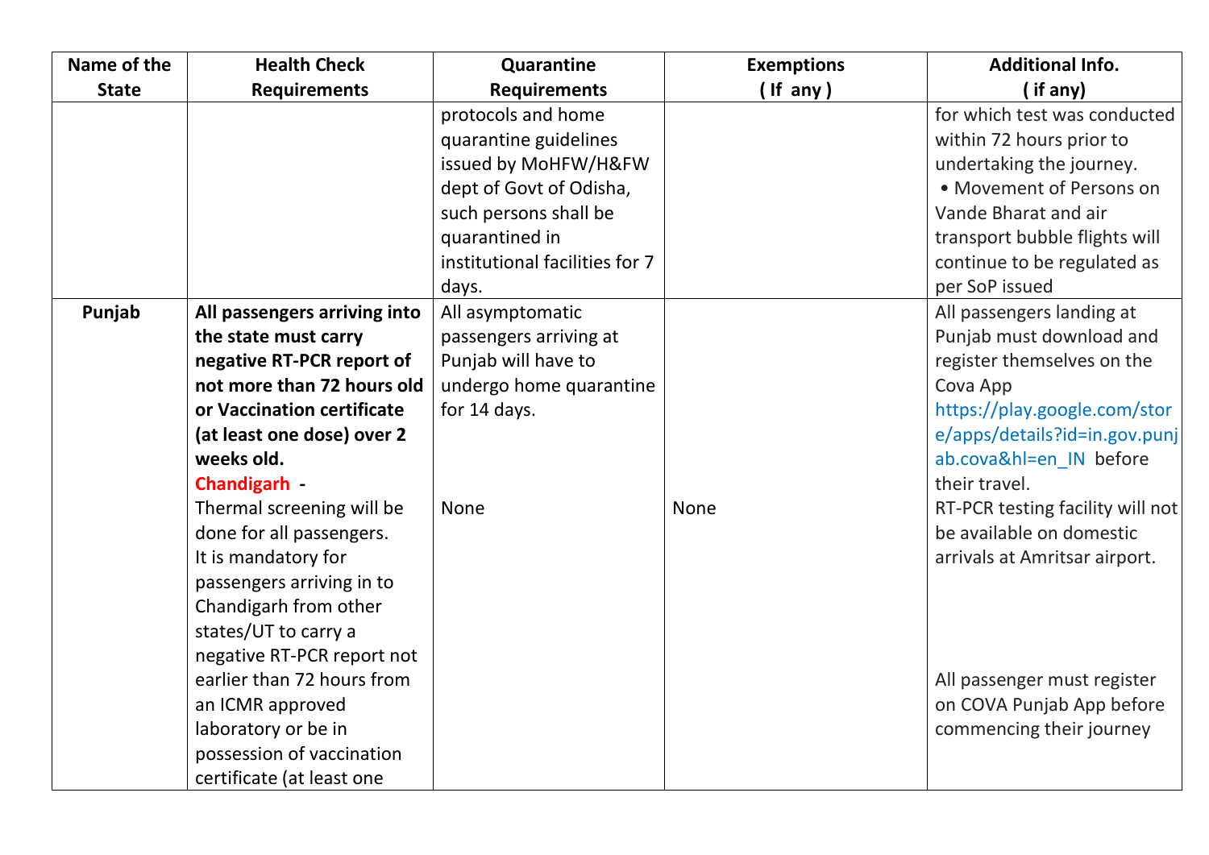| Name of the State | Health Check Requirements | Quarantine Requirements | Exemptions ( If any ) | Additional Info. ( if any) |
|---|---|---|---|---|
| | | protocols and home quarantine guidelines issued by MoHFW/H&FW dept of Govt of Odisha, such persons shall be quarantined in institutional facilities for 7 days. | | for which test was conducted within 72 hours prior to undertaking the journey. • Movement of Persons on Vande Bharat and air transport bubble flights will continue to be regulated as per SoP issued |
| Punjab | **All passengers arriving into the state must carry negative RT-PCR report of not more than 72 hours old or Vaccination certificate (at least one dose) over 2 weeks old.** | All asymptomatic passengers arriving at Punjab will have to undergo home quarantine for 14 days. | | All passengers landing at Punjab must download and register themselves on the Cova App https://play.google.com/store/apps/details?id=in.gov.punjab.cova&hl=en_IN before their travel. |
| | **Chandigarh** - Thermal screening will be done for all passengers. It is mandatory for passengers arriving in to Chandigarh from other states/UT to carry a negative RT-PCR report not earlier than 72 hours from an ICMR approved laboratory or be in possession of vaccination certificate (at least one | None | None | RT-PCR testing facility will not be available on domestic arrivals at Amritsar airport. All passenger must register on COVA Punjab App before commencing their journey |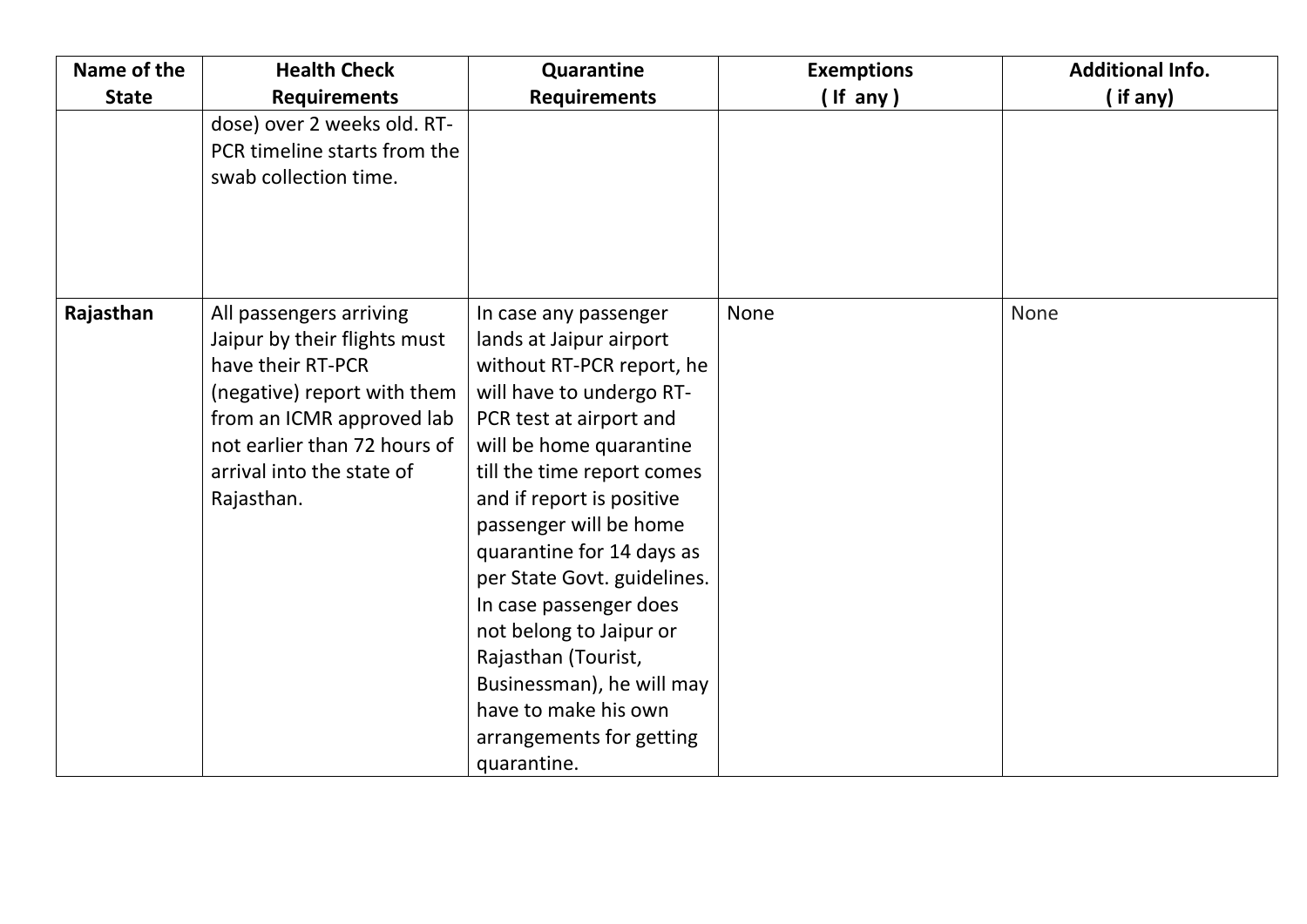| Name of the State | Health Check Requirements | Quarantine Requirements | Exemptions ( If any ) | Additional Info. ( if any) |
|---|---|---|---|---|
| | dose) over 2 weeks old. RT-PCR timeline starts from the swab collection time. | | | |
| **Rajasthan** | All passengers arriving Jaipur by their flights must have their RT-PCR (negative) report with them from an ICMR approved lab not earlier than 72 hours of arrival into the state of Rajasthan. | In case any passenger lands at Jaipur airport without RT-PCR report, he will have to undergo RT-PCR test at airport and will be home quarantine till the time report comes and if report is positive passenger will be home quarantine for 14 days as per State Govt. guidelines. In case passenger does not belong to Jaipur or Rajasthan (Tourist, Businessman), he will may have to make his own arrangements for getting quarantine. | None | None |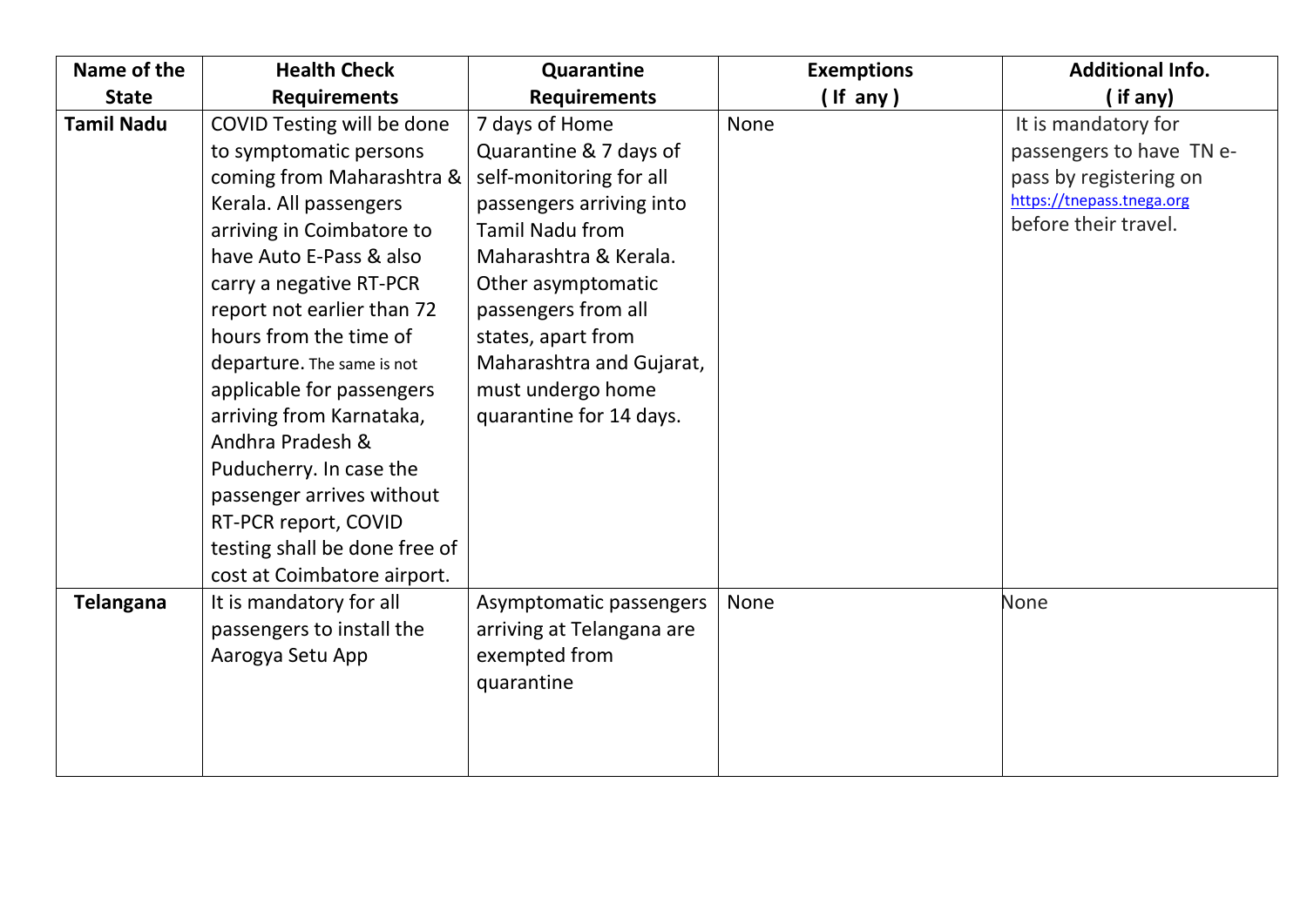| Name of the State | Health Check Requirements | Quarantine Requirements | Exemptions ( If any ) | Additional Info. ( if any) |
| --- | --- | --- | --- | --- |
| **Tamil Nadu** | COVID Testing will be done to symptomatic persons coming from Maharashtra & Kerala. All passengers arriving in Coimbatore to have Auto E-Pass & also carry a negative RT-PCR report not earlier than 72 hours from the time of departure. The same is not applicable for passengers arriving from Karnataka, Andhra Pradesh & Puducherry. In case the passenger arrives without RT-PCR report, COVID testing shall be done free of cost at Coimbatore airport. | 7 days of Home Quarantine & 7 days of self-monitoring for all passengers arriving into Tamil Nadu from Maharashtra & Kerala. Other asymptomatic passengers from all states, apart from Maharashtra and Gujarat, must undergo home quarantine for 14 days. | None | It is mandatory for passengers to have TN e-pass by registering on https://tnepass.tnega.org before their travel. |
| **Telangana** | It is mandatory for all passengers to install the Aarogya Setu App | Asymptomatic passengers arriving at Telangana are exempted from quarantine | None | None |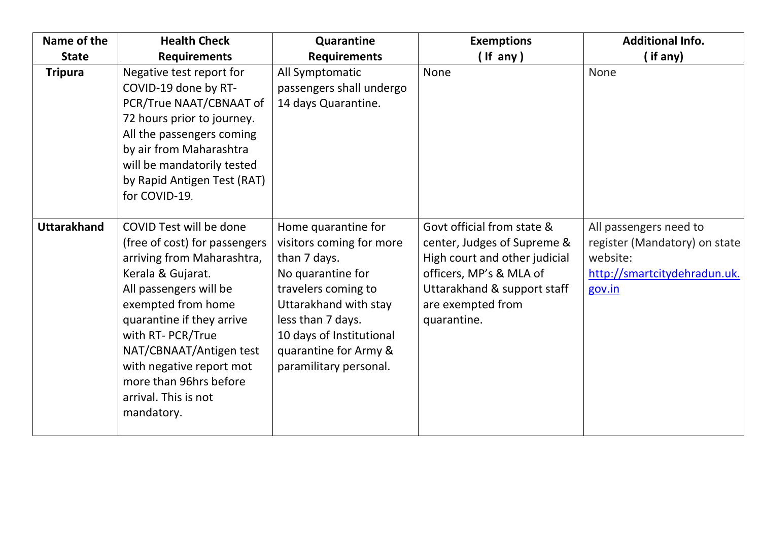| Name of the State | Health Check Requirements | Quarantine Requirements | Exemptions ( If any ) | Additional Info. ( if any) |
|---|---|---|---|---|
| **Tripura** | Negative test report for COVID-19 done by RT-PCR/True NAAT/CBNAAT of 72 hours prior to journey. All the passengers coming by air from Maharashtra will be mandatorily tested by Rapid Antigen Test (RAT) for COVID-19. | All Symptomatic passengers shall undergo 14 days Quarantine. | None | None |
| **Uttarakhand** | COVID Test will be done (free of cost) for passengers arriving from Maharashtra, Kerala & Gujarat. All passengers will be exempted from home quarantine if they arrive with RT- PCR/True NAT/CBNAAT/Antigen test with negative report mot more than 96hrs before arrival. This is not mandatory. | Home quarantine for visitors coming for more than 7 days. No quarantine for travelers coming to Uttarakhand with stay less than 7 days. 10 days of Institutional quarantine for Army & paramilitary personal. | Govt official from state & center, Judges of Supreme & High court and other judicial officers, MP's & MLA of Uttarakhand & support staff are exempted from quarantine. | All passengers need to register (Mandatory) on state website: http://smartcitydehradun.uk.gov.in |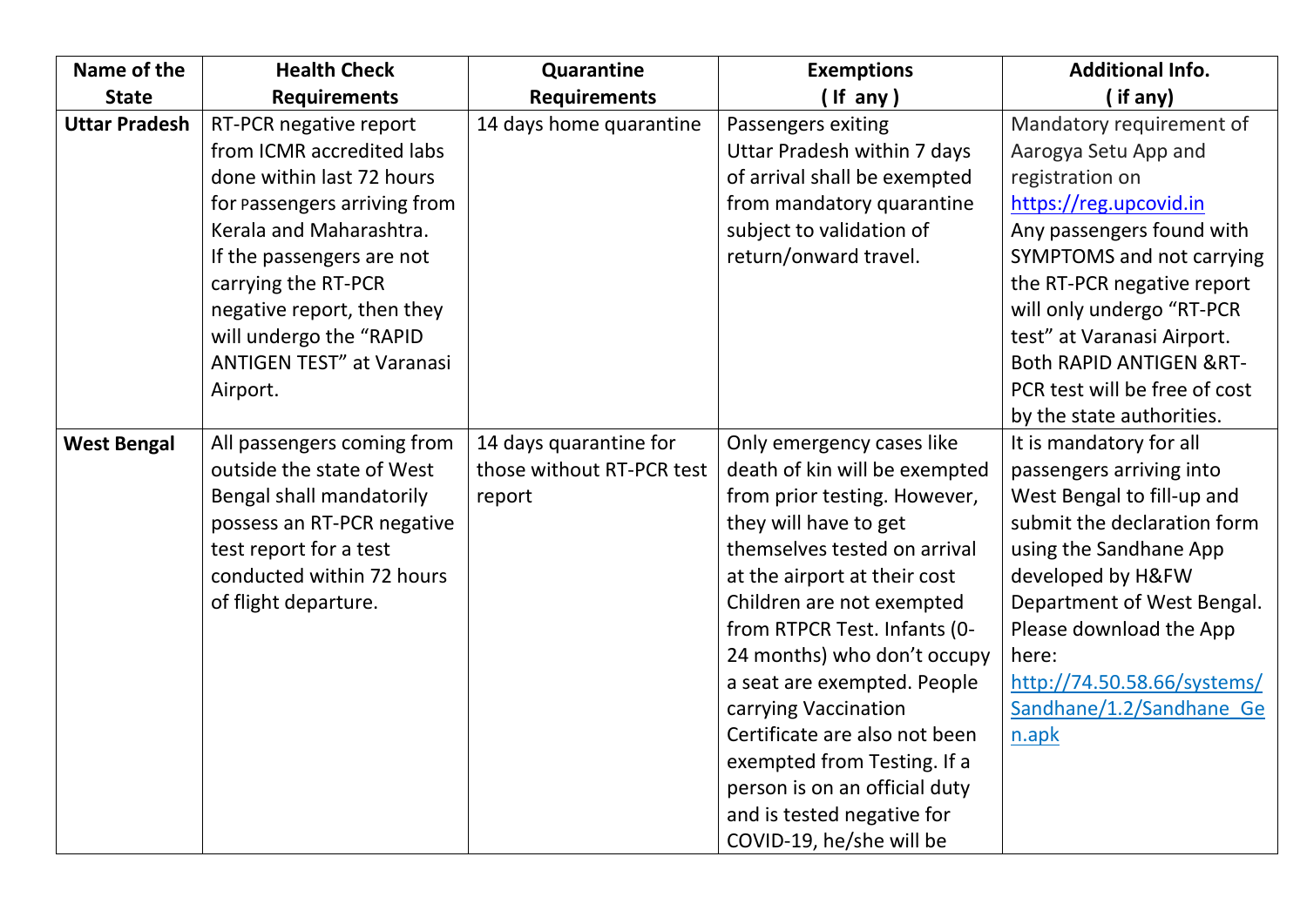| Name of the State | Health Check Requirements | Quarantine Requirements | Exemptions ( If any ) | Additional Info. ( if any) |
|---|---|---|---|---|
| **Uttar Pradesh** | RT-PCR negative report from ICMR accredited labs done within last 72 hours for Passengers arriving from Kerala and Maharashtra. If the passengers are not carrying the RT-PCR negative report, then they will undergo the "RAPID ANTIGEN TEST" at Varanasi Airport. | 14 days home quarantine | Passengers exiting Uttar Pradesh within 7 days of arrival shall be exempted from mandatory quarantine subject to validation of return/onward travel. | Mandatory requirement of Aarogya Setu App and registration on https://reg.upcovid.in Any passengers found with SYMPTOMS and not carrying the RT-PCR negative report will only undergo "RT-PCR test" at Varanasi Airport. Both RAPID ANTIGEN &RT-PCR test will be free of cost by the state authorities. |
| **West Bengal** | All passengers coming from outside the state of West Bengal shall mandatorily possess an RT-PCR negative test report for a test conducted within 72 hours of flight departure. | 14 days quarantine for those without RT-PCR test report | Only emergency cases like death of kin will be exempted from prior testing. However, they will have to get themselves tested on arrival at the airport at their cost Children are not exempted from RTPCR Test. Infants (0-24 months) who don't occupy a seat are exempted. People carrying Vaccination Certificate are also not been exempted from Testing. If a person is on an official duty and is tested negative for COVID-19, he/she will be | It is mandatory for all passengers arriving into West Bengal to fill-up and submit the declaration form using the Sandhane App developed by H&FW Department of West Bengal. Please download the App here: http://74.50.58.66/systems/Sandhane/1.2/Sandhane_Gen.apk |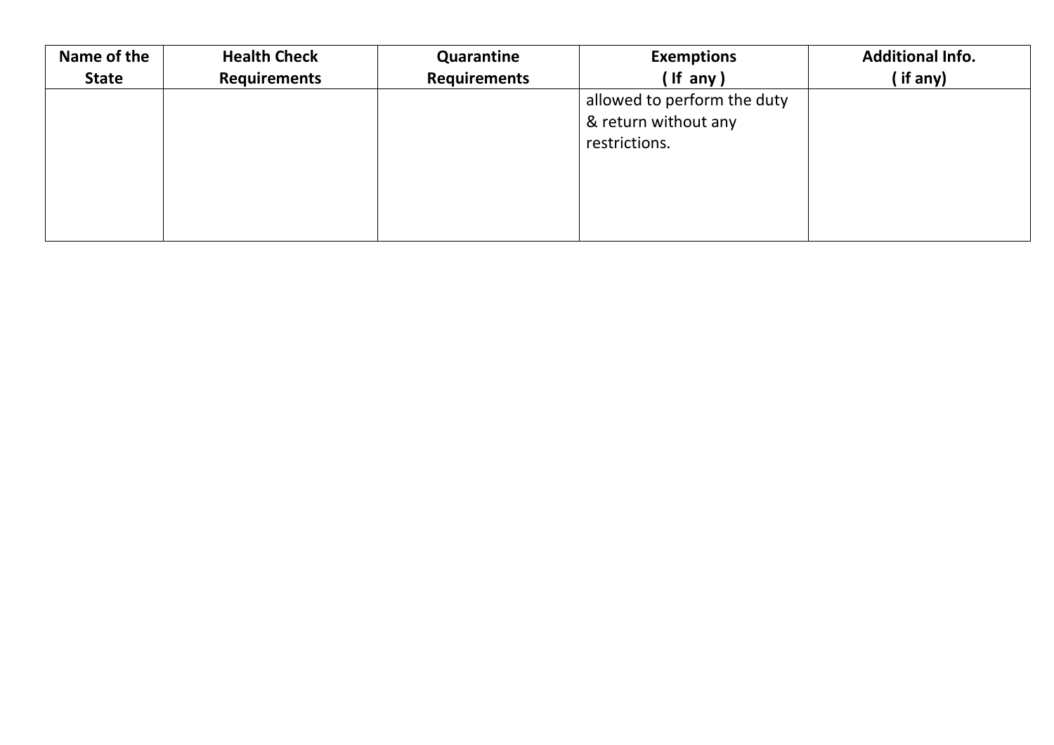| Name of the State | Health Check Requirements | Quarantine Requirements | Exemptions ( If any ) | Additional Info. ( if any) |
|---|---|---|---|---|
| | | | allowed to perform the duty & return without any restrictions. | |